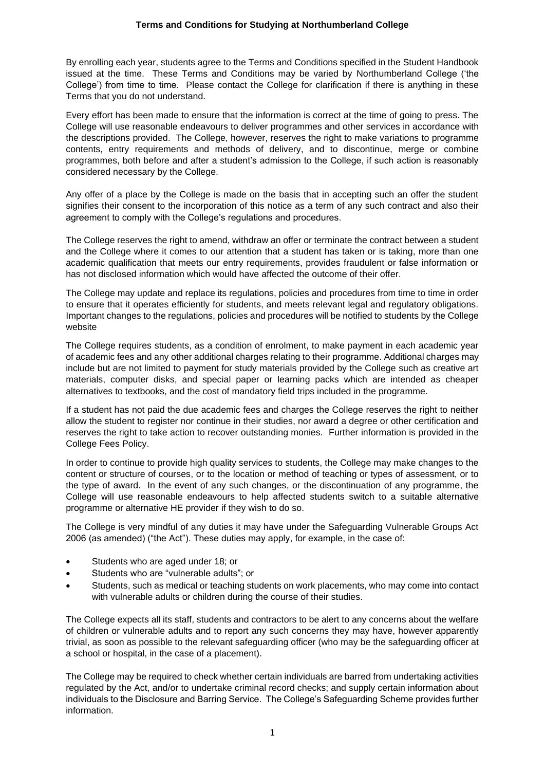# Terms and Conditions for Studying at Northumberland College

By enrolling each year, students agree to the Terms and Conditions specified in the Student Handbook issued at the time. These Terms and Conditions may be varied by Northumberland College ('the College') from time to time. Please contact the College for clarification if there is anything in these Terms that you do not understand.

Every effort has been made to ensure that the information is correct at the time of going to press. The College will use reasonable endeavours to deliver programmes and other services in accordance with the descriptions provided. The College, however, reserves the right to make variations to programme contents, entry requirements and methods of delivery, and to discontinue, merge or combine programmes, both before and after a student's admission to the College, if such action is reasonably considered necessary by the College.

Any offer of a place by the College is made on the basis that in accepting such an offer the student signifies their consent to the incorporation of this notice as a term of any such contract and also their agreement to comply with the College's regulations and procedures.

The College reserves the right to amend, withdraw an offer or terminate the contract between a student and the College where it comes to our attention that a student has taken or is taking, more than one academic qualification that meets our entry requirements, provides fraudulent or false information or has not disclosed information which would have affected the outcome of their offer.

The College may update and replace its regulations, policies and procedures from time to time in order to ensure that it operates efficiently for students, and meets relevant legal and regulatory obligations. Important changes to the regulations, policies and procedures will be notified to students by the College website

The College requires students, as a condition of enrolment, to make payment in each academic year of academic fees and any other additional charges relating to their programme. Additional charges may include but are not limited to payment for study materials provided by the College such as creative art materials, computer disks, and special paper or learning packs which are intended as cheaper alternatives to textbooks, and the cost of mandatory field trips included in the programme.

If a student has not paid the due academic fees and charges the College reserves the right to neither allow the student to register nor continue in their studies, nor award a degree or other certification and reserves the right to take action to recover outstanding monies. Further information is provided in the College Fees Policy.

In order to continue to provide high quality services to students, the College may make changes to the content or structure of courses, or to the location or method of teaching or types of assessment, or to the type of award. In the event of any such changes, or the discontinuation of any programme, the College will use reasonable endeavours to help affected students switch to a suitable alternative programme or alternative HE provider if they wish to do so.

The College is very mindful of any duties it may have under the Safeguarding Vulnerable Groups Act 2006 (as amended) ("the Act"). These duties may apply, for example, in the case of:

- Students who are aged under 18; or
- Students who are "vulnerable adults"; or
- Students, such as medical or teaching students on work placements, who may come into contact with vulnerable adults or children during the course of their studies.

The College expects all its staff, students and contractors to be alert to any concerns about the welfare of children or vulnerable adults and to report any such concerns they may have, however apparently trivial, as soon as possible to the relevant safeguarding officer (who may be the safeguarding officer at a school or hospital, in the case of a placement).

The College may be required to check whether certain individuals are barred from undertaking activities regulated by the Act, and/or to undertake criminal record checks; and supply certain information about individuals to the Disclosure and Barring Service. The College's Safeguarding Scheme provides further information.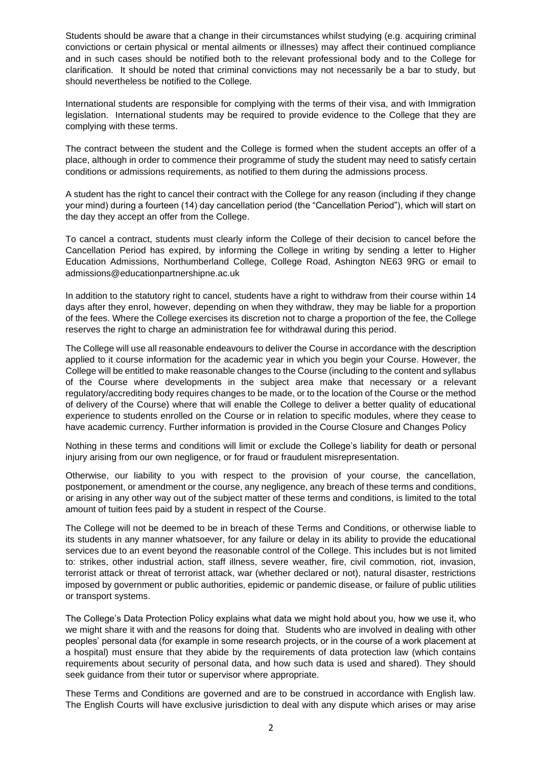Students should be aware that a change in their circumstances whilst studying (e.g. acquiring criminal convictions or certain physical or mental ailments or illnesses) may affect their continued compliance and in such cases should be notified both to the relevant professional body and to the College for clarification. It should be noted that criminal convictions may not necessarily be a bar to study, but should nevertheless be notified to the College.

International students are responsible for complying with the terms of their visa, and with Immigration legislation. International students may be required to provide evidence to the College that they are complying with these terms.

The contract between the student and the College is formed when the student accepts an offer of a place, although in order to commence their programme of study the student may need to satisfy certain conditions or admissions requirements, as notified to them during the admissions process.

A student has the right to cancel their contract with the College for any reason (including if they change your mind) during a fourteen (14) day cancellation period (the "Cancellation Period"), which will start on the day they accept an offer from the College.

To cancel a contract, students must clearly inform the College of their decision to cancel before the Cancellation Period has expired, by informing the College in writing by sending a letter to Higher Education Admissions, Northumberland College, College Road, Ashington NE63 9RG or email to admissions@educationpartnershipne.ac.uk

In addition to the statutory right to cancel, students have a right to withdraw from their course within 14 days after they enrol, however, depending on when they withdraw, they may be liable for a proportion of the fees. Where the College exercises its discretion not to charge a proportion of the fee, the College reserves the right to charge an administration fee for withdrawal during this period.

The College will use all reasonable endeavours to deliver the Course in accordance with the description applied to it course information for the academic year in which you begin your Course. However, the College will be entitled to make reasonable changes to the Course (including to the content and syllabus of the Course where developments in the subject area make that necessary or a relevant regulatory/accrediting body requires changes to be made, or to the location of the Course or the method of delivery of the Course) where that will enable the College to deliver a better quality of educational experience to students enrolled on the Course or in relation to specific modules, where they cease to have academic currency. Further information is provided in the Course Closure and Changes Policy

Nothing in these terms and conditions will limit or exclude the College's liability for death or personal injury arising from our own negligence, or for fraud or fraudulent misrepresentation.

Otherwise, our liability to you with respect to the provision of your course, the cancellation, postponement, or amendment or the course, any negligence, any breach of these terms and conditions, or arising in any other way out of the subject matter of these terms and conditions, is limited to the total amount of tuition fees paid by a student in respect of the Course.

The College will not be deemed to be in breach of these Terms and Conditions, or otherwise liable to its students in any manner whatsoever, for any failure or delay in its ability to provide the educational services due to an event beyond the reasonable control of the College. This includes but is not limited to: strikes, other industrial action, staff illness, severe weather, fire, civil commotion, riot, invasion, terrorist attack or threat of terrorist attack, war (whether declared or not), natural disaster, restrictions imposed by government or public authorities, epidemic or pandemic disease, or failure of public utilities or transport systems.

The College's Data Protection Policy explains what data we might hold about you, how we use it, who we might share it with and the reasons for doing that. Students who are involved in dealing with other peoples' personal data (for example in some research projects, or in the course of a work placement at a hospital) must ensure that they abide by the requirements of data protection law (which contains requirements about security of personal data, and how such data is used and shared). They should seek guidance from their tutor or supervisor where appropriate.

These Terms and Conditions are governed and are to be construed in accordance with English law. The English Courts will have exclusive jurisdiction to deal with any dispute which arises or may arise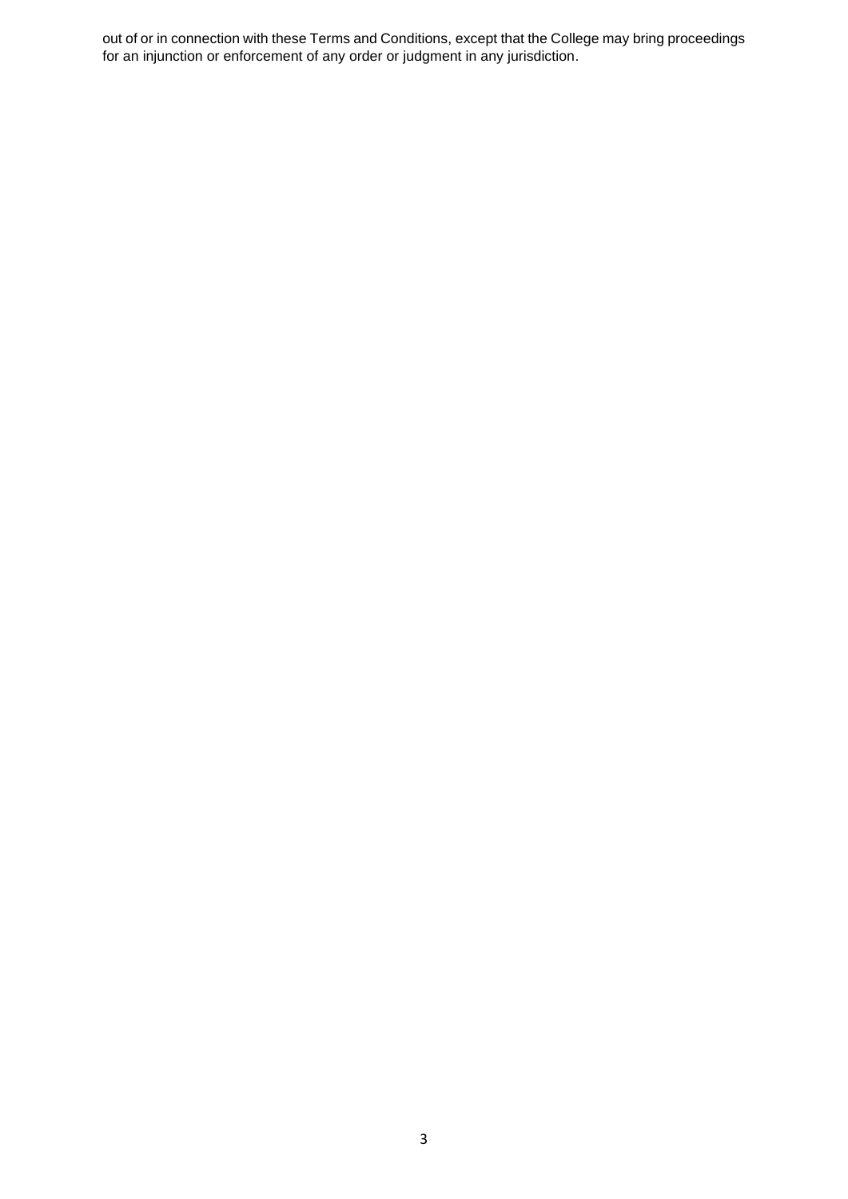out of or in connection with these Terms and Conditions, except that the College may bring proceedings for an injunction or enforcement of any order or judgment in any jurisdiction.